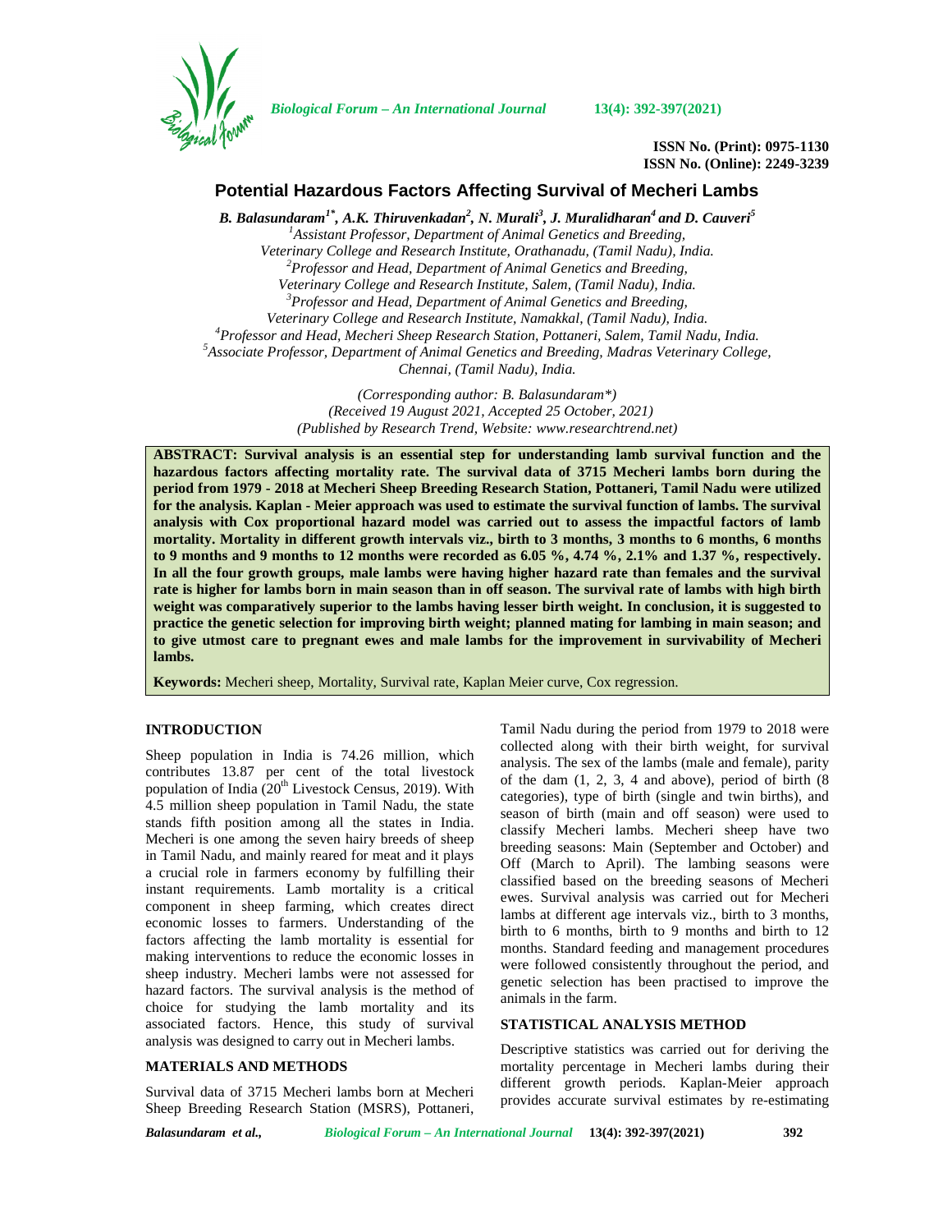ISSN No. (Print): 0975-1130
ISSN No. (Online): 2249-3239

# Potential Hazardous Factors Affecting Survival of Mecheri Lambs

***B. Balasundaram[1*], A.K. Thiruvenkadan[2], N. Murali[3], J. Muralidharan[4] and D. Cauveri[5]***

*[1]Assistant Professor, Department of Animal Genetics and Breeding, Veterinary College and Research Institute, Orathanadu, (Tamil Nadu), India.*
*[2]Professor and Head, Department of Animal Genetics and Breeding, Veterinary College and Research Institute, Salem, (Tamil Nadu), India.*
*[3]Professor and Head, Department of Animal Genetics and Breeding, Veterinary College and Research Institute, Namakkal, (Tamil Nadu), India.*
*[4]Professor and Head, Mecheri Sheep Research Station, Pottaneri, Salem, Tamil Nadu, India.*
*[5]Associate Professor, Department of Animal Genetics and Breeding, Madras Veterinary College, Chennai, (Tamil Nadu), India.*

*(Corresponding author: B. Balasundaram\*)*
*(Received 19 August 2021, Accepted 25 October, 2021)*
*(Published by Research Trend, Website: www.researchtrend.net)*

**ABSTRACT: Survival analysis is an essential step for understanding lamb survival function and the hazardous factors affecting mortality rate. The survival data of 3715 Mecheri lambs born during the period from 1979 - 2018 at Mecheri Sheep Breeding Research Station, Pottaneri, Tamil Nadu were utilized for the analysis. Kaplan - Meier approach was used to estimate the survival function of lambs. The survival analysis with Cox proportional hazard model was carried out to assess the impactful factors of lamb mortality. Mortality in different growth intervals viz., birth to 3 months, 3 months to 6 months, 6 months to 9 months and 9 months to 12 months were recorded as 6.05 %, 4.74 %, 2.1% and 1.37 %, respectively. In all the four growth groups, male lambs were having higher hazard rate than females and the survival rate is higher for lambs born in main season than in off season. The survival rate of lambs with high birth weight was comparatively superior to the lambs having lesser birth weight. In conclusion, it is suggested to practice the genetic selection for improving birth weight; planned mating for lambing in main season; and to give utmost care to pregnant ewes and male lambs for the improvement in survivability of Mecheri lambs.**

**Keywords:** Mecheri sheep, Mortality, Survival rate, Kaplan Meier curve, Cox regression.

## INTRODUCTION

Sheep population in India is 74.26 million, which contributes 13.87 per cent of the total livestock population of India (20th Livestock Census, 2019). With 4.5 million sheep population in Tamil Nadu, the state stands fifth position among all the states in India. Mecheri is one among the seven hairy breeds of sheep in Tamil Nadu, and mainly reared for meat and it plays a crucial role in farmers economy by fulfilling their instant requirements. Lamb mortality is a critical component in sheep farming, which creates direct economic losses to farmers. Understanding of the factors affecting the lamb mortality is essential for making interventions to reduce the economic losses in sheep industry. Mecheri lambs were not assessed for hazard factors. The survival analysis is the method of choice for studying the lamb mortality and its associated factors. Hence, this study of survival analysis was designed to carry out in Mecheri lambs.

## MATERIALS AND METHODS

Survival data of 3715 Mecheri lambs born at Mecheri Sheep Breeding Research Station (MSRS), Pottaneri, Tamil Nadu during the period from 1979 to 2018 were collected along with their birth weight, for survival analysis. The sex of the lambs (male and female), parity of the dam (1, 2, 3, 4 and above), period of birth (8 categories), type of birth (single and twin births), and season of birth (main and off season) were used to classify Mecheri lambs. Mecheri sheep have two breeding seasons: Main (September and October) and Off (March to April). The lambing seasons were classified based on the breeding seasons of Mecheri ewes. Survival analysis was carried out for Mecheri lambs at different age intervals viz., birth to 3 months, birth to 6 months, birth to 9 months and birth to 12 months. Standard feeding and management procedures were followed consistently throughout the period, and genetic selection has been practised to improve the animals in the farm.

## STATISTICAL ANALYSIS METHOD

Descriptive statistics was carried out for deriving the mortality percentage in Mecheri lambs during their different growth periods. Kaplan-Meier approach provides accurate survival estimates by re-estimating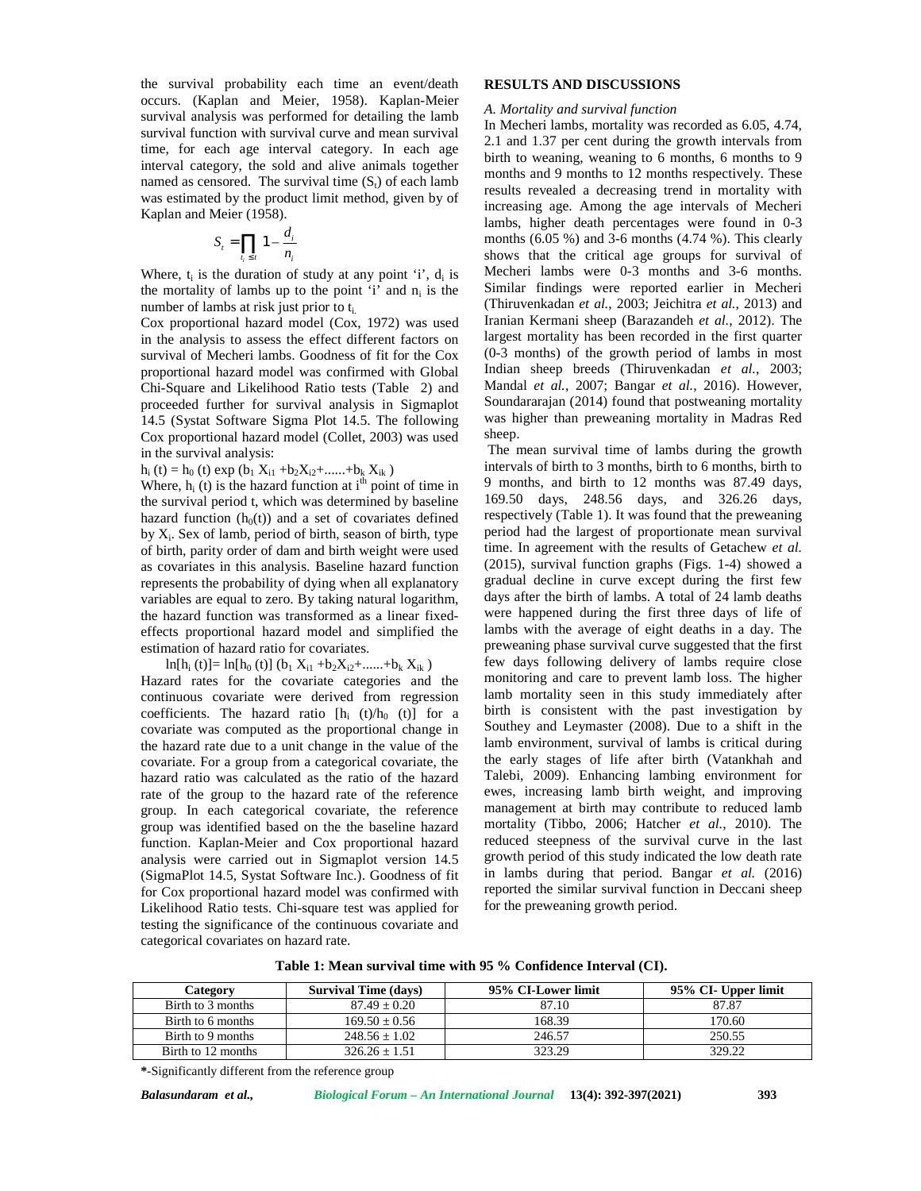the survival probability each time an event/death occurs. (Kaplan and Meier, 1958). Kaplan-Meier survival analysis was performed for detailing the lamb survival function with survival curve and mean survival time, for each age interval category. In each age interval category, the sold and alive animals together named as censored. The survival time ($S_t$) of each lamb was estimated by the product limit method, given by of Kaplan and Meier (1958).

$$S_t = \prod_{t_i \leq t} \left(1 - \frac{d_i}{n_i}\right)$$

Where, $t_i$ is the duration of study at any point 'i', $d_i$ is the mortality of lambs up to the point 'i' and $n_i$ is the number of lambs at risk just prior to $t_i$.

Cox proportional hazard model (Cox, 1972) was used in the analysis to assess the effect different factors on survival of Mecheri lambs. Goodness of fit for the Cox proportional hazard model was confirmed with Global Chi-Square and Likelihood Ratio tests (Table 2) and proceeded further for survival analysis in Sigmaplot 14.5 (Systat Software Sigma Plot 14.5. The following Cox proportional hazard model (Collet, 2003) was used in the survival analysis:

$h_i(t) = h_0(t) \exp(b_1 X_{i1} + b_2 X_{i2} + ...... + b_k X_{ik})$

Where, $h_i(t)$ is the hazard function at $i^{th}$ point of time in the survival period t, which was determined by baseline hazard function ($h_0(t)$) and a set of covariates defined by $X_i$. Sex of lamb, period of birth, season of birth, type of birth, parity order of dam and birth weight were used as covariates in this analysis. Baseline hazard function represents the probability of dying when all explanatory variables are equal to zero. By taking natural logarithm, the hazard function was transformed as a linear fixed-effects proportional hazard model and simplified the estimation of hazard ratio for covariates.

$\ln[h_i(t)] = \ln[h_0(t)] (b_1 X_{i1} + b_2 X_{i2} + ...... + b_k X_{ik})$

Hazard rates for the covariate categories and the continuous covariate were derived from regression coefficients. The hazard ratio $[h_i(t)/h_0(t)]$ for a covariate was computed as the proportional change in the hazard rate due to a unit change in the value of the covariate. For a group from a categorical covariate, the hazard ratio was calculated as the ratio of the hazard rate of the group to the hazard rate of the reference group. In each categorical covariate, the reference group was identified based on the the baseline hazard function. Kaplan-Meier and Cox proportional hazard analysis were carried out in Sigmaplot version 14.5 (SigmaPlot 14.5, Systat Software Inc.). Goodness of fit for Cox proportional hazard model was confirmed with Likelihood Ratio tests. Chi-square test was applied for testing the significance of the continuous covariate and categorical covariates on hazard rate.

## RESULTS AND DISCUSSIONS

### *A. Mortality and survival function*

In Mecheri lambs, mortality was recorded as 6.05, 4.74, 2.1 and 1.37 per cent during the growth intervals from birth to weaning, weaning to 6 months, 6 months to 9 months and 9 months to 12 months respectively. These results revealed a decreasing trend in mortality with increasing age. Among the age intervals of Mecheri lambs, higher death percentages were found in 0-3 months (6.05 %) and 3-6 months (4.74 %). This clearly shows that the critical age groups for survival of Mecheri lambs were 0-3 months and 3-6 months. Similar findings were reported earlier in Mecheri (Thiruvenkadan *et al.*, 2003; Jeichitra *et al.*, 2013) and Iranian Kermani sheep (Barazandeh *et al.*, 2012). The largest mortality has been recorded in the first quarter (0-3 months) of the growth period of lambs in most Indian sheep breeds (Thiruvenkadan *et al.*, 2003; Mandal *et al.*, 2007; Bangar *et al.*, 2016). However, Soundararajan (2014) found that postweaning mortality was higher than preweaning mortality in Madras Red sheep.

The mean survival time of lambs during the growth intervals of birth to 3 months, birth to 6 months, birth to 9 months, and birth to 12 months was 87.49 days, 169.50 days, 248.56 days, and 326.26 days, respectively (Table 1). It was found that the preweaning period had the largest of proportionate mean survival time. In agreement with the results of Getachew *et al.* (2015), survival function graphs (Figs. 1-4) showed a gradual decline in curve except during the first few days after the birth of lambs. A total of 24 lamb deaths were happened during the first three days of life of lambs with the average of eight deaths in a day. The preweaning phase survival curve suggested that the first few days following delivery of lambs require close monitoring and care to prevent lamb loss. The higher lamb mortality seen in this study immediately after birth is consistent with the past investigation by Southey and Leymaster (2008). Due to a shift in the lamb environment, survival of lambs is critical during the early stages of life after birth (Vatankhah and Talebi, 2009). Enhancing lambing environment for ewes, increasing lamb birth weight, and improving management at birth may contribute to reduced lamb mortality (Tibbo, 2006; Hatcher *et al.*, 2010). The reduced steepness of the survival curve in the last growth period of this study indicated the low death rate in lambs during that period. Bangar *et al.* (2016) reported the similar survival function in Deccani sheep for the preweaning growth period.

**Table 1: Mean survival time with 95 % Confidence Interval (CI).**

| Category | Survival Time (days) | 95% CI-Lower limit | 95% CI- Upper limit |
|---|---|---|---|
| Birth to 3 months | 87.49 ± 0.20 | 87.10 | 87.87 |
| Birth to 6 months | 169.50 ± 0.56 | 168.39 | 170.60 |
| Birth to 9 months | 248.56 ± 1.02 | 246.57 | 250.55 |
| Birth to 12 months | 326.26 ± 1.51 | 323.29 | 329.22 |

**\***-Significantly different from the reference group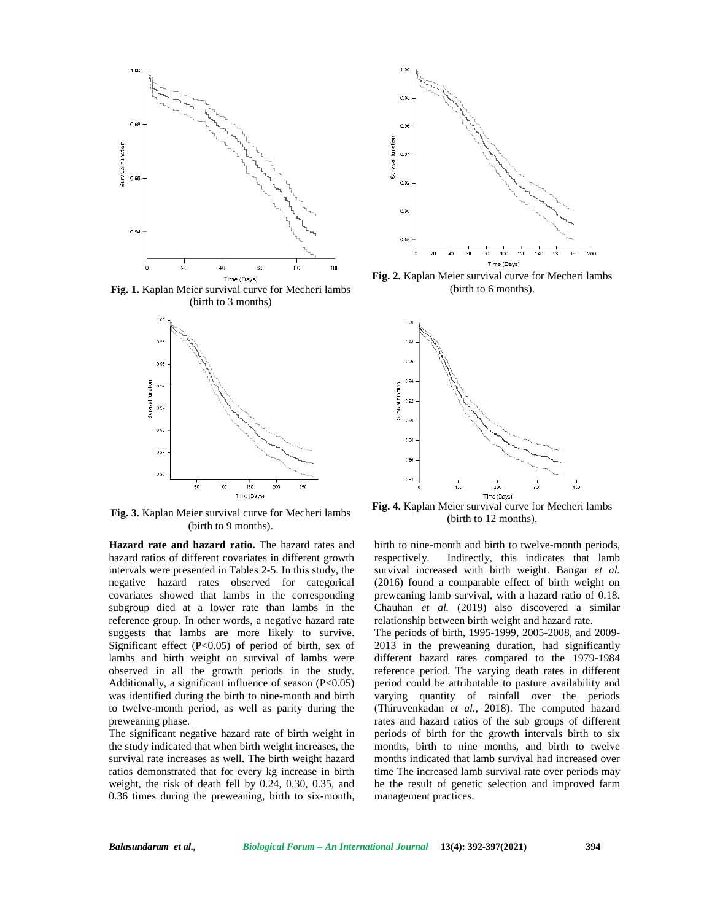Fig. 1. Kaplan Meier survival curve for Mecheri lambs (birth to 3 months)

Fig. 2. Kaplan Meier survival curve for Mecheri lambs (birth to 6 months).

Fig. 3. Kaplan Meier survival curve for Mecheri lambs (birth to 9 months).

Fig. 4. Kaplan Meier survival curve for Mecheri lambs (birth to 12 months).

**Hazard rate and hazard ratio.** The hazard rates and hazard ratios of different covariates in different growth intervals were presented in Tables 2-5. In this study, the negative hazard rates observed for categorical covariates showed that lambs in the corresponding subgroup died at a lower rate than lambs in the reference group. In other words, a negative hazard rate suggests that lambs are more likely to survive. Significant effect ($P<0.05$) of period of birth, sex of lambs and birth weight on survival of lambs were observed in all the growth periods in the study. Additionally, a significant influence of season ($P<0.05$) was identified during the birth to nine-month and birth to twelve-month period, as well as parity during the preweaning phase.

The significant negative hazard rate of birth weight in the study indicated that when birth weight increases, the survival rate increases as well. The birth weight hazard ratios demonstrated that for every kg increase in birth weight, the risk of death fell by 0.24, 0.30, 0.35, and 0.36 times during the preweaning, birth to six-month, birth to nine-month and birth to twelve-month periods, respectively. Indirectly, this indicates that lamb survival increased with birth weight. Bangar *et al.* (2016) found a comparable effect of birth weight on preweaning lamb survival, with a hazard ratio of 0.18. Chauhan *et al.* (2019) also discovered a similar relationship between birth weight and hazard rate.

The periods of birth, 1995-1999, 2005-2008, and 2009-2013 in the preweaning duration, had significantly different hazard rates compared to the 1979-1984 reference period. The varying death rates in different period could be attributable to pasture availability and varying quantity of rainfall over the periods (Thiruvenkadan *et al.*, 2018). The computed hazard rates and hazard ratios of the sub groups of different periods of birth for the growth intervals birth to six months, birth to nine months, and birth to twelve months indicated that lamb survival had increased over time The increased lamb survival rate over periods may be the result of genetic selection and improved farm management practices.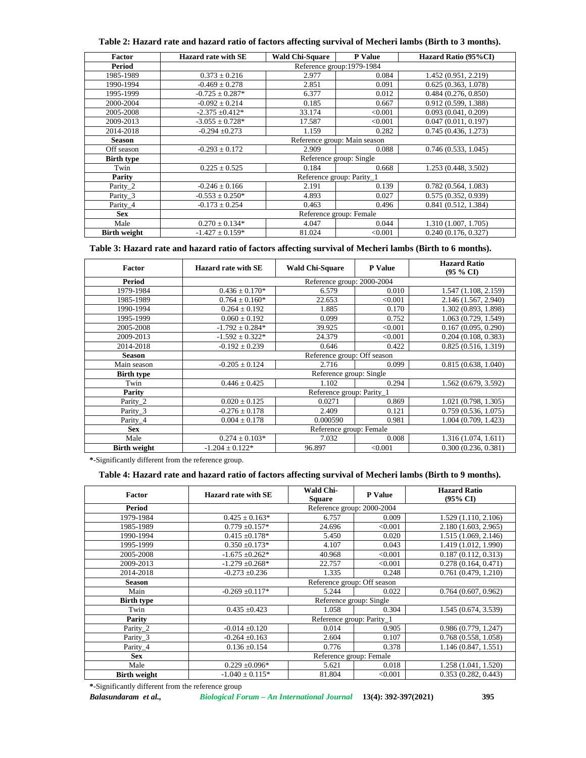**Table 2: Hazard rate and hazard ratio of factors affecting survival of Mecheri lambs (Birth to 3 months).**

| Factor | Hazard rate with SE | Wald Chi-Square | P Value | Hazard Ratio (95%CI) |
|---|---|---|---|---|
| **Period** | Reference group:1979-1984 | | | |
| 1985-1989 | 0.373 ± 0.216 | 2.977 | 0.084 | 1.452 (0.951, 2.219) |
| 1990-1994 | -0.469 ± 0.278 | 2.851 | 0.091 | 0.625 (0.363, 1.078) |
| 1995-1999 | -0.725 ± 0.287* | 6.377 | 0.012 | 0.484 (0.276, 0.850) |
| 2000-2004 | -0.092 ± 0.214 | 0.185 | 0.667 | 0.912 (0.599, 1.388) |
| 2005-2008 | -2.375 ±0.412* | 33.174 | <0.001 | 0.093 (0.041, 0.209) |
| 2009-2013 | -3.055 ± 0.728* | 17.587 | <0.001 | 0.047 (0.011, 0.197) |
| 2014-2018 | -0.294 ±0.273 | 1.159 | 0.282 | 0.745 (0.436, 1.273) |
| **Season** | Reference group: Main season | | | |
| Off season | -0.293 ± 0.172 | 2.909 | 0.088 | 0.746 (0.533, 1.045) |
| **Birth type** | Reference group: Single | | | |
| Twin | 0.225 ± 0.525 | 0.184 | 0.668 | 1.253 (0.448, 3.502) |
| **Parity** | Reference group: Parity_1 | | | |
| Parity_2 | -0.246 ± 0.166 | 2.191 | 0.139 | 0.782 (0.564, 1.083) |
| Parity_3 | -0.553 ± 0.250* | 4.893 | 0.027 | 0.575 (0.352, 0.939) |
| Parity_4 | -0.173 ± 0.254 | 0.463 | 0.496 | 0.841 (0.512, 1.384) |
| **Sex** | Reference group: Female | | | |
| Male | 0.270 ± 0.134* | 4.047 | 0.044 | 1.310 (1.007, 1.705) |
| **Birth weight** | -1.427 ± 0.159* | 81.024 | <0.001 | 0.240 (0.176, 0.327) |

**Table 3: Hazard rate and hazard ratio of factors affecting survival of Mecheri lambs (Birth to 6 months).**

| Factor | Hazard rate with SE | Wald Chi-Square | P Value | Hazard Ratio (95 % CI) |
|---|---|---|---|---|
| **Period** | Reference group: 2000-2004 | | | |
| 1979-1984 | 0.436 ± 0.170* | 6.579 | 0.010 | 1.547 (1.108, 2.159) |
| 1985-1989 | 0.764 ± 0.160* | 22.653 | <0.001 | 2.146 (1.567, 2.940) |
| 1990-1994 | 0.264 ± 0.192 | 1.885 | 0.170 | 1.302 (0.893, 1.898) |
| 1995-1999 | 0.060 ± 0.192 | 0.099 | 0.752 | 1.063 (0.729, 1.549) |
| 2005-2008 | -1.792 ± 0.284* | 39.925 | <0.001 | 0.167 (0.095, 0.290) |
| 2009-2013 | -1.592 ± 0.322* | 24.379 | <0.001 | 0.204 (0.108, 0.383) |
| 2014-2018 | -0.192 ± 0.239 | 0.646 | 0.422 | 0.825 (0.516, 1.319) |
| **Season** | Reference group: Off season | | | |
| Main season | -0.205 ± 0.124 | 2.716 | 0.099 | 0.815 (0.638, 1.040) |
| **Birth type** | Reference group: Single | | | |
| Twin | 0.446 ± 0.425 | 1.102 | 0.294 | 1.562 (0.679, 3.592) |
| **Parity** | Reference group: Parity_1 | | | |
| Parity_2 | 0.020 ± 0.125 | 0.0271 | 0.869 | 1.021 (0.798, 1.305) |
| Parity_3 | -0.276 ± 0.178 | 2.409 | 0.121 | 0.759 (0.536, 1.075) |
| Parity_4 | 0.004 ± 0.178 | 0.000590 | 0.981 | 1.004 (0.709, 1.423) |
| **Sex** | Reference group: Female | | | |
| Male | 0.274 ± 0.103* | 7.032 | 0.008 | 1.316 (1.074, 1.611) |
| **Birth weight** | -1.204 ± 0.122* | 96.897 | <0.001 | 0.300 (0.236, 0.381) |

**\***-Significantly different from the reference group.

**Table 4: Hazard rate and hazard ratio of factors affecting survival of Mecheri lambs (Birth to 9 months).**

| Factor | Hazard rate with SE | Wald Chi-Square | P Value | Hazard Ratio (95% CI) |
|---|---|---|---|---|
| **Period** | Reference group: 2000-2004 | | | |
| 1979-1984 | 0.425 ± 0.163* | 6.757 | 0.009 | 1.529 (1.110, 2.106) |
| 1985-1989 | 0.779 ±0.157* | 24.696 | <0.001 | 2.180 (1.603, 2.965) |
| 1990-1994 | 0.415 ±0.178* | 5.450 | 0.020 | 1.515 (1.069, 2.146) |
| 1995-1999 | 0.350 ±0.173* | 4.107 | 0.043 | 1.419 (1.012, 1.990) |
| 2005-2008 | -1.675 ±0.262* | 40.968 | <0.001 | 0.187 (0.112, 0.313) |
| 2009-2013 | -1.279 ±0.268* | 22.757 | <0.001 | 0.278 (0.164, 0.471) |
| 2014-2018 | -0.273 ±0.236 | 1.335 | 0.248 | 0.761 (0.479, 1.210) |
| **Season** | Reference group: Off season | | | |
| Main | -0.269 ±0.117* | 5.244 | 0.022 | 0.764 (0.607, 0.962) |
| **Birth type** | Reference group: Single | | | |
| Twin | 0.435 ±0.423 | 1.058 | 0.304 | 1.545 (0.674, 3.539) |
| **Parity** | Reference group: Parity_1 | | | |
| Parity_2 | -0.014 ±0.120 | 0.014 | 0.905 | 0.986 (0.779, 1.247) |
| Parity_3 | -0.264 ±0.163 | 2.604 | 0.107 | 0.768 (0.558, 1.058) |
| Parity_4 | 0.136 ±0.154 | 0.776 | 0.378 | 1.146 (0.847, 1.551) |
| **Sex** | Reference group: Female | | | |
| Male | 0.229 ±0.096* | 5.621 | 0.018 | 1.258 (1.041, 1.520) |
| **Birth weight** | -1.040 ± 0.115* | 81.804 | <0.001 | 0.353 (0.282, 0.443) |

**\***-Significantly different from the reference group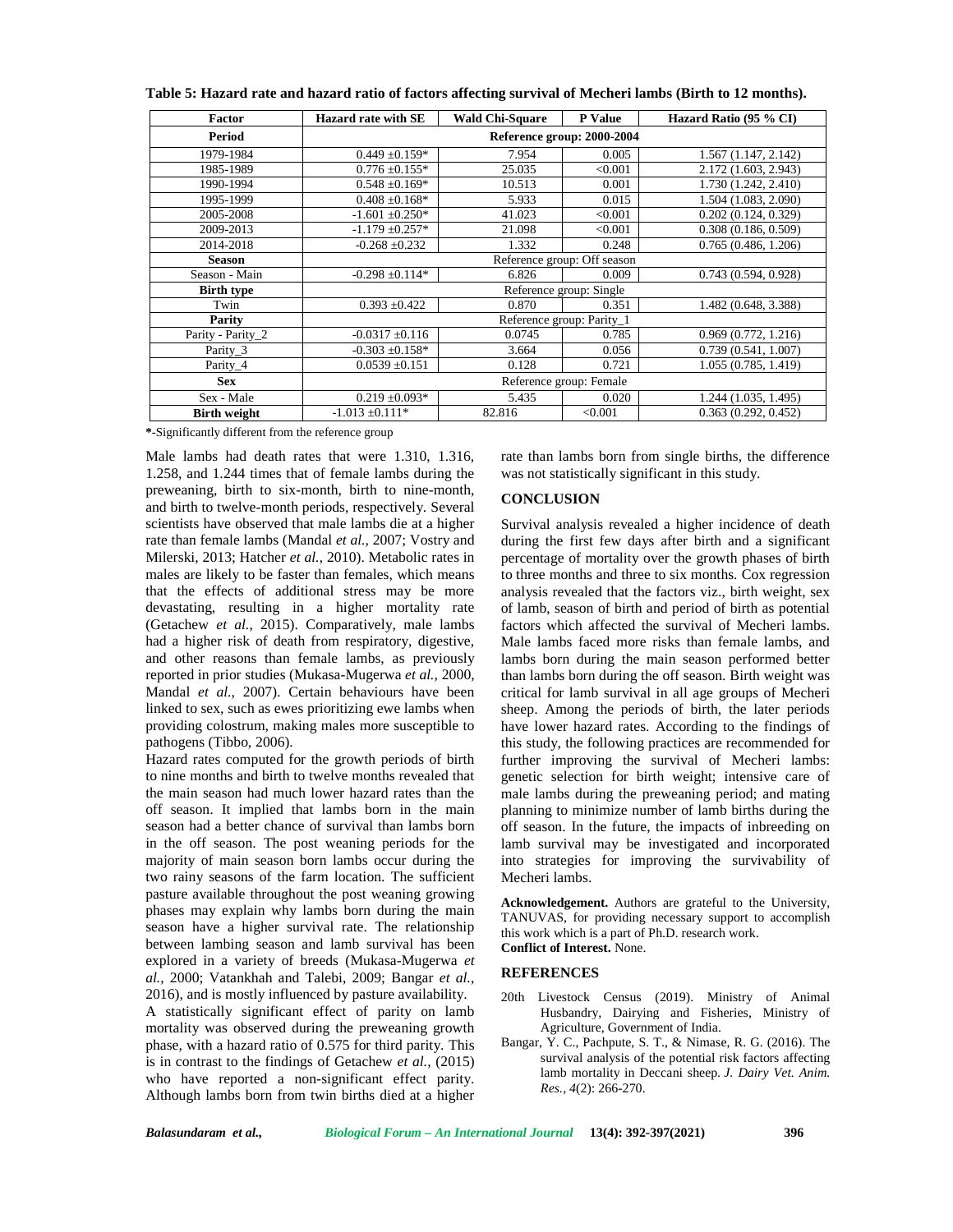**Table 5: Hazard rate and hazard ratio of factors affecting survival of Mecheri lambs (Birth to 12 months).**

| Factor | Hazard rate with SE | Wald Chi-Square | P Value | Hazard Ratio (95 % CI) |
|---|---|---|---|---|
| **Period** | Reference group: 2000-2004 | | | |
| 1979-1984 | 0.449 ±0.159* | 7.954 | 0.005 | 1.567 (1.147, 2.142) |
| 1985-1989 | 0.776 ±0.155* | 25.035 | <0.001 | 2.172 (1.603, 2.943) |
| 1990-1994 | 0.548 ±0.169* | 10.513 | 0.001 | 1.730 (1.242, 2.410) |
| 1995-1999 | 0.408 ±0.168* | 5.933 | 0.015 | 1.504 (1.083, 2.090) |
| 2005-2008 | -1.601 ±0.250* | 41.023 | <0.001 | 0.202 (0.124, 0.329) |
| 2009-2013 | -1.179 ±0.257* | 21.098 | <0.001 | 0.308 (0.186, 0.509) |
| 2014-2018 | -0.268 ±0.232 | 1.332 | 0.248 | 0.765 (0.486, 1.206) |
| **Season** | Reference group: Off season | | | |
| Season - Main | -0.298 ±0.114* | 6.826 | 0.009 | 0.743 (0.594, 0.928) |
| **Birth type** | Reference group: Single | | | |
| Twin | 0.393 ±0.422 | 0.870 | 0.351 | 1.482 (0.648, 3.388) |
| **Parity** | Reference group: Parity_1 | | | |
| Parity - Parity_2 | -0.0317 ±0.116 | 0.0745 | 0.785 | 0.969 (0.772, 1.216) |
| Parity_3 | -0.303 ±0.158* | 3.664 | 0.056 | 0.739 (0.541, 1.007) |
| Parity_4 | 0.0539 ±0.151 | 0.128 | 0.721 | 1.055 (0.785, 1.419) |
| **Sex** | Reference group: Female | | | |
| Sex - Male | 0.219 ±0.093* | 5.435 | 0.020 | 1.244 (1.035, 1.495) |
| **Birth weight** | -1.013 ±0.111* | 82.816 | <0.001 | 0.363 (0.292, 0.452) |

**\***-Significantly different from the reference group

Male lambs had death rates that were 1.310, 1.316, 1.258, and 1.244 times that of female lambs during the preweaning, birth to six-month, birth to nine-month, and birth to twelve-month periods, respectively. Several scientists have observed that male lambs die at a higher rate than female lambs (Mandal *et al.*, 2007; Vostry and Milerski, 2013; Hatcher *et al.*, 2010). Metabolic rates in males are likely to be faster than females, which means that the effects of additional stress may be more devastating, resulting in a higher mortality rate (Getachew *et al.*, 2015). Comparatively, male lambs had a higher risk of death from respiratory, digestive, and other reasons than female lambs, as previously reported in prior studies (Mukasa-Mugerwa *et al.*, 2000, Mandal *et al.*, 2007). Certain behaviours have been linked to sex, such as ewes prioritizing ewe lambs when providing colostrum, making males more susceptible to pathogens (Tibbo, 2006).

Hazard rates computed for the growth periods of birth to nine months and birth to twelve months revealed that the main season had much lower hazard rates than the off season. It implied that lambs born in the main season had a better chance of survival than lambs born in the off season. The post weaning periods for the majority of main season born lambs occur during the two rainy seasons of the farm location. The sufficient pasture available throughout the post weaning growing phases may explain why lambs born during the main season have a higher survival rate. The relationship between lambing season and lamb survival has been explored in a variety of breeds (Mukasa-Mugerwa *et al.*, 2000; Vatankhah and Talebi, 2009; Bangar *et al.*, 2016), and is mostly influenced by pasture availability.

A statistically significant effect of parity on lamb mortality was observed during the preweaning growth phase, with a hazard ratio of 0.575 for third parity. This is in contrast to the findings of Getachew *et al.*, (2015) who have reported a non-significant effect parity. Although lambs born from twin births died at a higher rate than lambs born from single births, the difference was not statistically significant in this study.

## CONCLUSION

Survival analysis revealed a higher incidence of death during the first few days after birth and a significant percentage of mortality over the growth phases of birth to three months and three to six months. Cox regression analysis revealed that the factors viz., birth weight, sex of lamb, season of birth and period of birth as potential factors which affected the survival of Mecheri lambs. Male lambs faced more risks than female lambs, and lambs born during the main season performed better than lambs born during the off season. Birth weight was critical for lamb survival in all age groups of Mecheri sheep. Among the periods of birth, the later periods have lower hazard rates. According to the findings of this study, the following practices are recommended for further improving the survival of Mecheri lambs: genetic selection for birth weight; intensive care of male lambs during the preweaning period; and mating planning to minimize number of lamb births during the off season. In the future, the impacts of inbreeding on lamb survival may be investigated and incorporated into strategies for improving the survivability of Mecheri lambs.

**Acknowledgement.** Authors are grateful to the University, TANUVAS, for providing necessary support to accomplish this work which is a part of Ph.D. research work.

**Conflict of Interest.** None.

## REFERENCES

20th Livestock Census (2019). Ministry of Animal Husbandry, Dairying and Fisheries, Ministry of Agriculture, Government of India.

Bangar, Y. C., Pachpute, S. T., & Nimase, R. G. (2016). The survival analysis of the potential risk factors affecting lamb mortality in Deccani sheep. *J. Dairy Vet. Anim. Res.*, *4*(2): 266-270.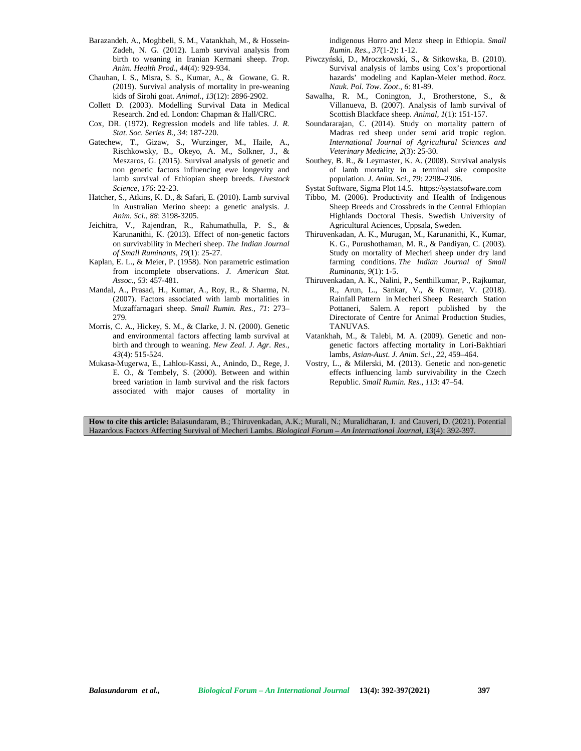Barazandeh. A., Moghbeli, S. M., Vatankhah, M., & Hossein-Zadeh, N. G. (2012). Lamb survival analysis from birth to weaning in Iranian Kermani sheep. *Trop. Anim. Health Prod., 44*(4): 929-934.

Chauhan, I. S., Misra, S. S., Kumar, A., & Gowane, G. R. (2019). Survival analysis of mortality in pre-weaning kids of Sirohi goat. *Animal., 13*(12): 2896-2902.

Collett D. (2003). Modelling Survival Data in Medical Research. 2nd ed. London: Chapman & Hall/CRC.

Cox, DR. (1972). Regression models and life tables. *J. R. Stat. Soc. Series B., 34*: 187-220.

Gatechew, T., Gizaw, S., Wurzinger, M., Haile, A., Rischkowsky, B., Okeyo, A. M., Solkner, J., & Meszaros, G. (2015). Survival analysis of genetic and non genetic factors influencing ewe longevity and lamb survival of Ethiopian sheep breeds. *Livestock Science, 176*: 22-23.

Hatcher, S., Atkins, K. D., & Safari, E. (2010). Lamb survival in Australian Merino sheep: a genetic analysis. *J. Anim. Sci., 88*: 3198-3205.

Jeichitra, V., Rajendran, R., Rahumathulla, P. S., & Karunanithi, K. (2013). Effect of non-genetic factors on survivability in Mecheri sheep. *The Indian Journal of Small Ruminants, 19*(1): 25-27.

Kaplan, E. L., & Meier, P. (1958). Non parametric estimation from incomplete observations. *J. American Stat. Assoc., 53*: 457-481.

Mandal, A., Prasad, H., Kumar, A., Roy, R., & Sharma, N. (2007). Factors associated with lamb mortalities in Muzaffarnagari sheep. *Small Rumin. Res., 71*: 273–279.

Morris, C. A., Hickey, S. M., & Clarke, J. N. (2000). Genetic and environmental factors affecting lamb survival at birth and through to weaning. *New Zeal. J. Agr. Res., 43*(4): 515-524.

Mukasa-Mugerwa, E., Lahlou-Kassi, A., Anindo, D., Rege, J. E. O., & Tembely, S. (2000). Between and within breed variation in lamb survival and the risk factors associated with major causes of mortality in indigenous Horro and Menz sheep in Ethiopia. *Small Rumin. Res., 37*(1-2): 1-12.

Piwczyński, D., Mroczkowski, S., & Sitkowska, B. (2010). Survival analysis of lambs using Cox's proportional hazards' modeling and Kaplan-Meier method. *Rocz. Nauk. Pol. Tow. Zoot., 6*: 81-89.

Sawalha, R. M., Conington, J., Brotherstone, S., & Villanueva, B. (2007). Analysis of lamb survival of Scottish Blackface sheep. *Animal, 1*(1): 151-157.

Soundararajan, C. (2014). Study on mortality pattern of Madras red sheep under semi arid tropic region. *International Journal of Agricultural Sciences and Veterinary Medicine, 2*(3): 25-30.

Southey, B. R., & Leymaster, K. A. (2008). Survival analysis of lamb mortality in a terminal sire composite population. *J. Anim. Sci., 79*: 2298–2306.

Systat Software, Sigma Plot 14.5. https://systatsofware.com

Tibbo, M. (2006). Productivity and Health of Indigenous Sheep Breeds and Crossbreds in the Central Ethiopian Highlands Doctoral Thesis. Swedish University of Agricultural Aciences, Uppsala, Sweden.

Thiruvenkadan, A. K., Murugan, M., Karunanithi, K., Kumar, K. G., Purushothaman, M. R., & Pandiyan, C. (2003). Study on mortality of Mecheri sheep under dry land farming conditions. *The Indian Journal of Small Ruminants, 9*(1): 1-5.

Thiruvenkadan, A. K., Nalini, P., Senthilkumar, P., Rajkumar, R., Arun, L., Sankar, V., & Kumar, V. (2018). Rainfall Pattern in Mecheri Sheep Research Station Pottaneri, Salem. A report published by the Directorate of Centre for Animal Production Studies, TANUVAS.

Vatankhah, M., & Talebi, M. A. (2009). Genetic and non-genetic factors affecting mortality in Lori-Bakhtiari lambs, *Asian-Aust. J. Anim. Sci., 22*, 459–464.

Vostry, L., & Milerski, M. (2013). Genetic and non-genetic effects influencing lamb survivability in the Czech Republic. *Small Rumin. Res., 113*: 47–54.

**How to cite this article:** Balasundaram, B.; Thiruvenkadan, A.K.; Murali, N.; Muralidharan, J. and Cauveri, D. (2021). Potential Hazardous Factors Affecting Survival of Mecheri Lambs. *Biological Forum – An International Journal, 13*(4): 392-397.